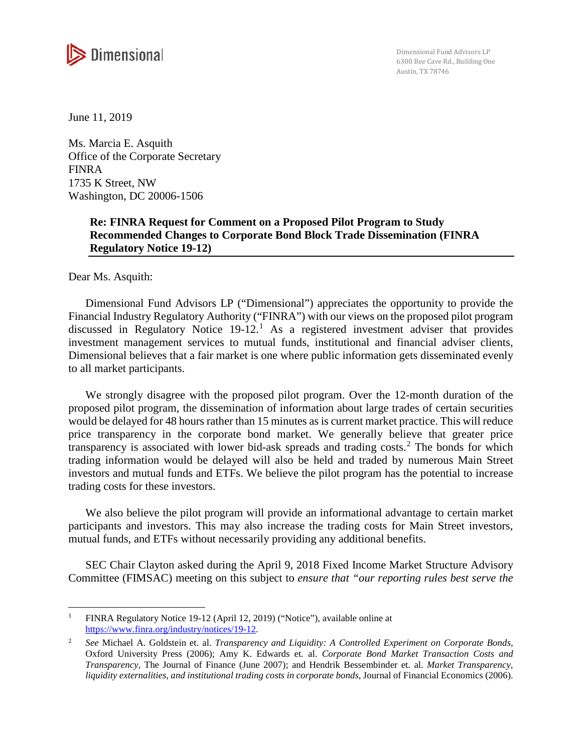Dimensional

Dimensional Fund Advisors LP
6300 Bee Cave Rd., Building One
Austin, TX 78746

June 11, 2019

Ms. Marcia E. Asquith
Office of the Corporate Secretary
FINRA
1735 K Street, NW
Washington, DC 20006-1506

**Re: FINRA Request for Comment on a Proposed Pilot Program to Study Recommended Changes to Corporate Bond Block Trade Dissemination (FINRA Regulatory Notice 19-12)**

Dear Ms. Asquith:

Dimensional Fund Advisors LP ("Dimensional") appreciates the opportunity to provide the Financial Industry Regulatory Authority ("FINRA") with our views on the proposed pilot program discussed in Regulatory Notice 19-12.[1] As a registered investment adviser that provides investment management services to mutual funds, institutional and financial adviser clients, Dimensional believes that a fair market is one where public information gets disseminated evenly to all market participants.

We strongly disagree with the proposed pilot program. Over the 12-month duration of the proposed pilot program, the dissemination of information about large trades of certain securities would be delayed for 48 hours rather than 15 minutes as is current market practice. This will reduce price transparency in the corporate bond market. We generally believe that greater price transparency is associated with lower bid-ask spreads and trading costs.[2] The bonds for which trading information would be delayed will also be held and traded by numerous Main Street investors and mutual funds and ETFs. We believe the pilot program has the potential to increase trading costs for these investors.

We also believe the pilot program will provide an informational advantage to certain market participants and investors. This may also increase the trading costs for Main Street investors, mutual funds, and ETFs without necessarily providing any additional benefits.

SEC Chair Clayton asked during the April 9, 2018 Fixed Income Market Structure Advisory Committee (FIMSAC) meeting on this subject to *ensure that "our reporting rules best serve the*

---

[1] FINRA Regulatory Notice 19-12 (April 12, 2019) ("Notice"), available online at https://www.finra.org/industry/notices/19-12.

[2] *See* Michael A. Goldstein et. al. *Transparency and Liquidity: A Controlled Experiment on Corporate Bonds*, Oxford University Press (2006); Amy K. Edwards et. al. *Corporate Bond Market Transaction Costs and Transparency*, The Journal of Finance (June 2007); and Hendrik Bessembinder et. al. *Market Transparency, liquidity externalities, and institutional trading costs in corporate bonds*, Journal of Financial Economics (2006).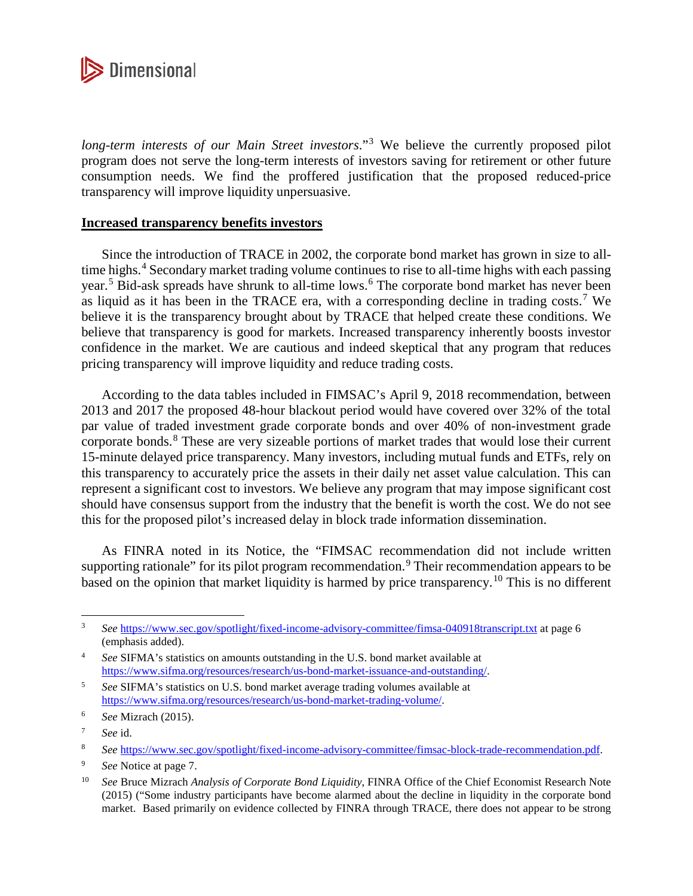*long-term interests of our Main Street investors*."[3] We believe the currently proposed pilot program does not serve the long-term interests of investors saving for retirement or other future consumption needs. We find the proffered justification that the proposed reduced-price transparency will improve liquidity unpersuasive.

**Increased transparency benefits investors**

Since the introduction of TRACE in 2002, the corporate bond market has grown in size to all-time highs.[4] Secondary market trading volume continues to rise to all-time highs with each passing year.[5] Bid-ask spreads have shrunk to all-time lows.[6] The corporate bond market has never been as liquid as it has been in the TRACE era, with a corresponding decline in trading costs.[7] We believe it is the transparency brought about by TRACE that helped create these conditions. We believe that transparency is good for markets. Increased transparency inherently boosts investor confidence in the market. We are cautious and indeed skeptical that any program that reduces pricing transparency will improve liquidity and reduce trading costs.

According to the data tables included in FIMSAC's April 9, 2018 recommendation, between 2013 and 2017 the proposed 48-hour blackout period would have covered over 32% of the total par value of traded investment grade corporate bonds and over 40% of non-investment grade corporate bonds.[8] These are very sizeable portions of market trades that would lose their current 15-minute delayed price transparency. Many investors, including mutual funds and ETFs, rely on this transparency to accurately price the assets in their daily net asset value calculation. This can represent a significant cost to investors. We believe any program that may impose significant cost should have consensus support from the industry that the benefit is worth the cost. We do not see this for the proposed pilot's increased delay in block trade information dissemination.

As FINRA noted in its Notice, the "FIMSAC recommendation did not include written supporting rationale" for its pilot program recommendation.[9] Their recommendation appears to be based on the opinion that market liquidity is harmed by price transparency.[10] This is no different

---

[3] *See* https://www.sec.gov/spotlight/fixed-income-advisory-committee/fimsa-040918transcript.txt at page 6 (emphasis added).

[4] *See* SIFMA's statistics on amounts outstanding in the U.S. bond market available at https://www.sifma.org/resources/research/us-bond-market-issuance-and-outstanding/.

[5] *See* SIFMA's statistics on U.S. bond market average trading volumes available at https://www.sifma.org/resources/research/us-bond-market-trading-volume/.

[6] *See* Mizrach (2015).

[7] *See* id.

[8] *See* https://www.sec.gov/spotlight/fixed-income-advisory-committee/fimsac-block-trade-recommendation.pdf.

[9] *See* Notice at page 7.

[10] *See* Bruce Mizrach *Analysis of Corporate Bond Liquidity*, FINRA Office of the Chief Economist Research Note (2015) ("Some industry participants have become alarmed about the decline in liquidity in the corporate bond market. Based primarily on evidence collected by FINRA through TRACE, there does not appear to be strong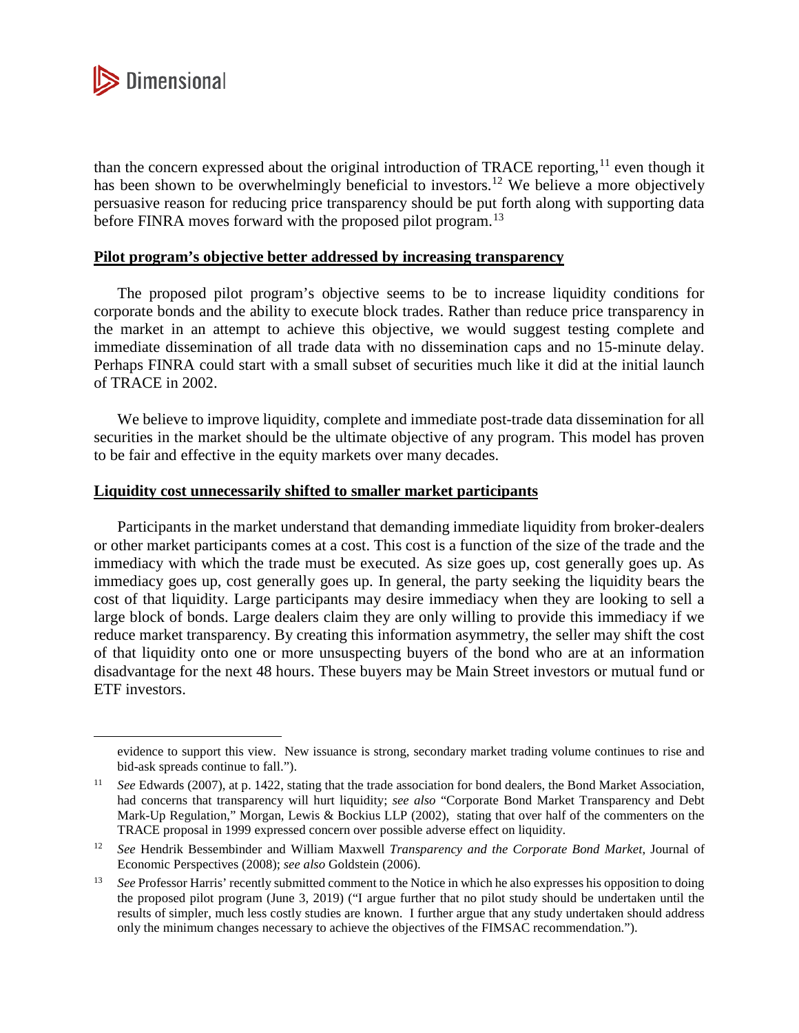than the concern expressed about the original introduction of TRACE reporting,[11] even though it has been shown to be overwhelmingly beneficial to investors.[12] We believe a more objectively persuasive reason for reducing price transparency should be put forth along with supporting data before FINRA moves forward with the proposed pilot program.[13]

**Pilot program's objective better addressed by increasing transparency**

The proposed pilot program's objective seems to be to increase liquidity conditions for corporate bonds and the ability to execute block trades. Rather than reduce price transparency in the market in an attempt to achieve this objective, we would suggest testing complete and immediate dissemination of all trade data with no dissemination caps and no 15-minute delay. Perhaps FINRA could start with a small subset of securities much like it did at the initial launch of TRACE in 2002.

We believe to improve liquidity, complete and immediate post-trade data dissemination for all securities in the market should be the ultimate objective of any program. This model has proven to be fair and effective in the equity markets over many decades.

**Liquidity cost unnecessarily shifted to smaller market participants**

Participants in the market understand that demanding immediate liquidity from broker-dealers or other market participants comes at a cost. This cost is a function of the size of the trade and the immediacy with which the trade must be executed. As size goes up, cost generally goes up. As immediacy goes up, cost generally goes up. In general, the party seeking the liquidity bears the cost of that liquidity. Large participants may desire immediacy when they are looking to sell a large block of bonds. Large dealers claim they are only willing to provide this immediacy if we reduce market transparency. By creating this information asymmetry, the seller may shift the cost of that liquidity onto one or more unsuspecting buyers of the bond who are at an information disadvantage for the next 48 hours. These buyers may be Main Street investors or mutual fund or ETF investors.

---

evidence to support this view. New issuance is strong, secondary market trading volume continues to rise and bid-ask spreads continue to fall.").

[11] *See* Edwards (2007), at p. 1422, stating that the trade association for bond dealers, the Bond Market Association, had concerns that transparency will hurt liquidity; *see also* "Corporate Bond Market Transparency and Debt Mark-Up Regulation," Morgan, Lewis & Bockius LLP (2002), stating that over half of the commenters on the TRACE proposal in 1999 expressed concern over possible adverse effect on liquidity.

[12] *See* Hendrik Bessembinder and William Maxwell *Transparency and the Corporate Bond Market*, Journal of Economic Perspectives (2008); *see also* Goldstein (2006).

[13] *See* Professor Harris' recently submitted comment to the Notice in which he also expresses his opposition to doing the proposed pilot program (June 3, 2019) ("I argue further that no pilot study should be undertaken until the results of simpler, much less costly studies are known. I further argue that any study undertaken should address only the minimum changes necessary to achieve the objectives of the FIMSAC recommendation.").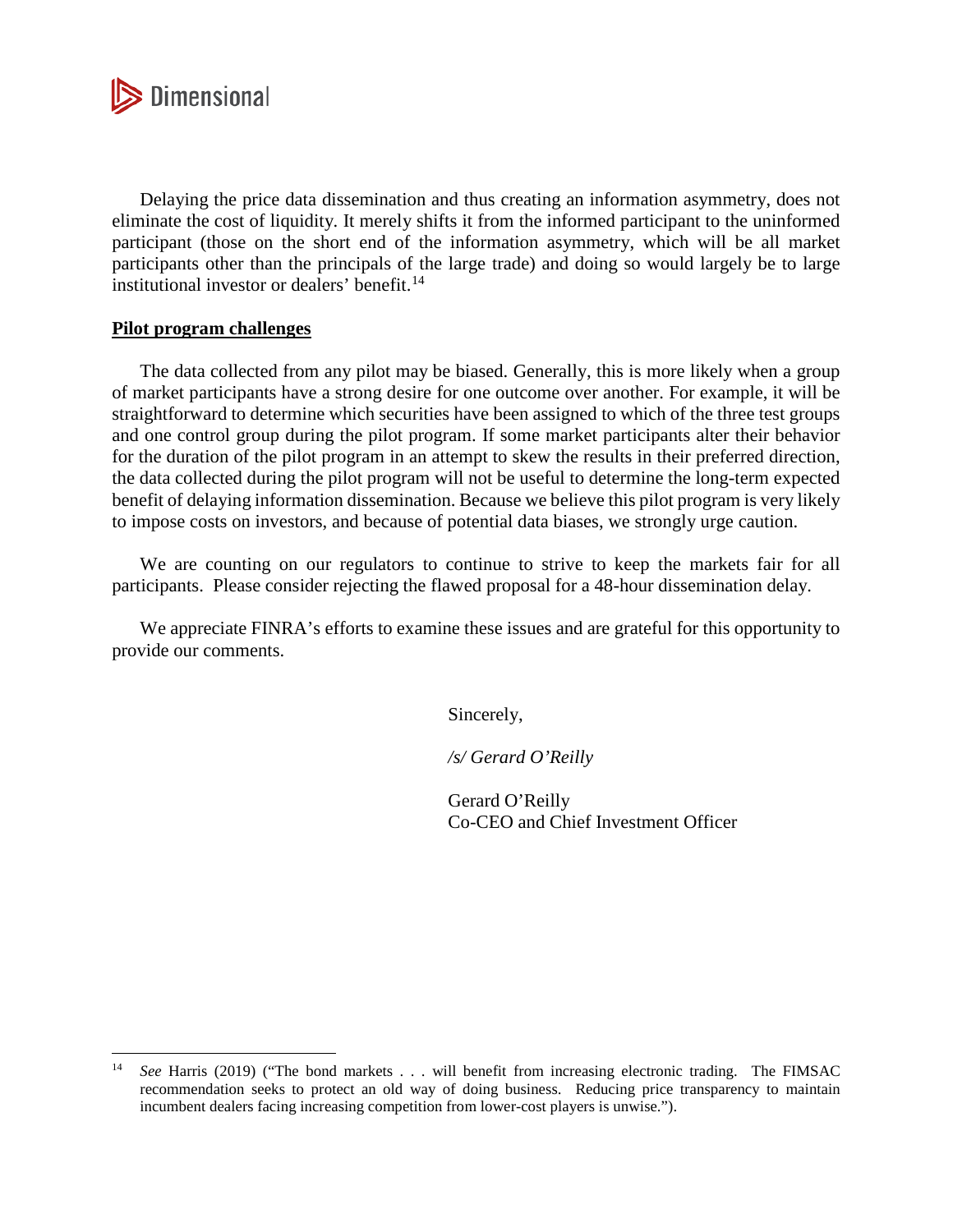Delaying the price data dissemination and thus creating an information asymmetry, does not eliminate the cost of liquidity. It merely shifts it from the informed participant to the uninformed participant (those on the short end of the information asymmetry, which will be all market participants other than the principals of the large trade) and doing so would largely be to large institutional investor or dealers' benefit.[14]

**Pilot program challenges**

The data collected from any pilot may be biased. Generally, this is more likely when a group of market participants have a strong desire for one outcome over another. For example, it will be straightforward to determine which securities have been assigned to which of the three test groups and one control group during the pilot program. If some market participants alter their behavior for the duration of the pilot program in an attempt to skew the results in their preferred direction, the data collected during the pilot program will not be useful to determine the long-term expected benefit of delaying information dissemination. Because we believe this pilot program is very likely to impose costs on investors, and because of potential data biases, we strongly urge caution.

We are counting on our regulators to continue to strive to keep the markets fair for all participants. Please consider rejecting the flawed proposal for a 48-hour dissemination delay.

We appreciate FINRA's efforts to examine these issues and are grateful for this opportunity to provide our comments.

Sincerely,

*/s/ Gerard O'Reilly*

Gerard O'Reilly
Co-CEO and Chief Investment Officer

---

[14] *See* Harris (2019) ("The bond markets . . . will benefit from increasing electronic trading. The FIMSAC recommendation seeks to protect an old way of doing business. Reducing price transparency to maintain incumbent dealers facing increasing competition from lower-cost players is unwise.").